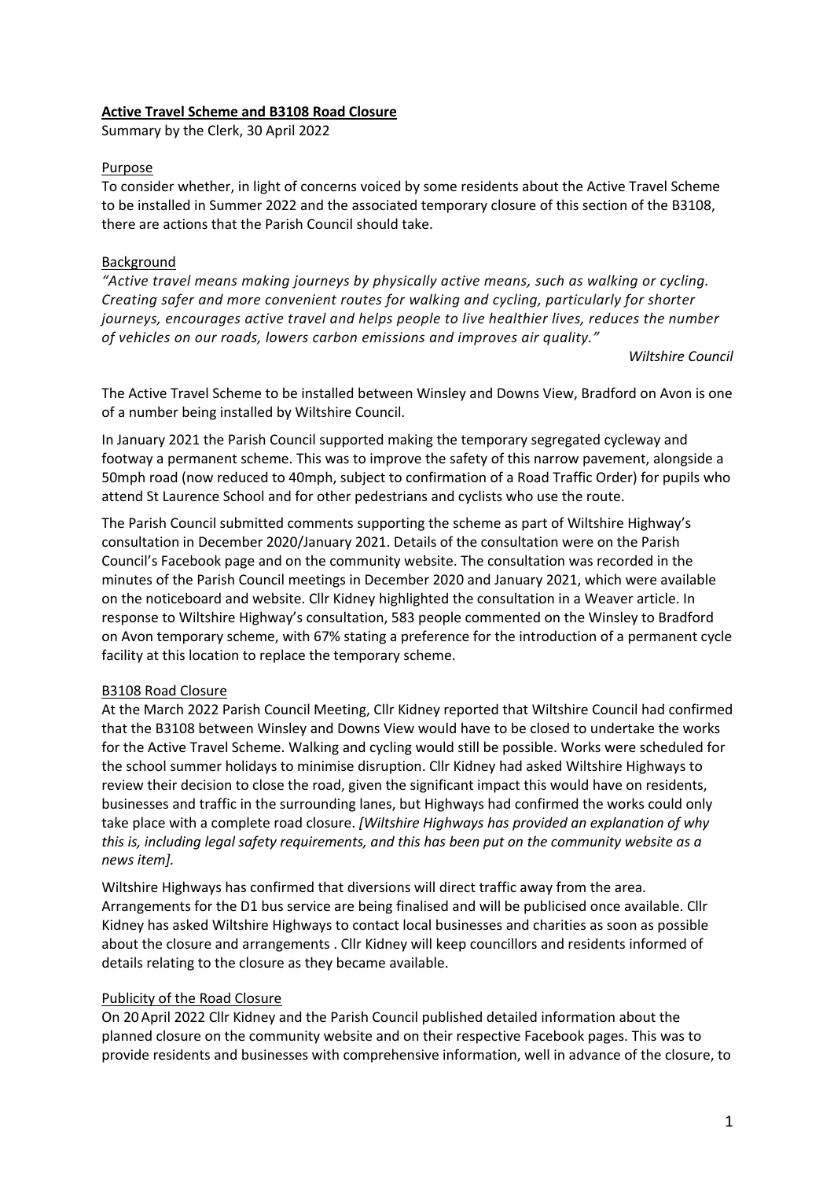**Active Travel Scheme and B3108 Road Closure**

Summary by the Clerk, 30 April 2022

Purpose

To consider whether, in light of concerns voiced by some residents about the Active Travel Scheme to be installed in Summer 2022 and the associated temporary closure of this section of the B3108, there are actions that the Parish Council should take.

Background

*"Active travel means making journeys by physically active means, such as walking or cycling. Creating safer and more convenient routes for walking and cycling, particularly for shorter journeys, encourages active travel and helps people to live healthier lives, reduces the number of vehicles on our roads, lowers carbon emissions and improves air quality."*

*Wiltshire Council*

The Active Travel Scheme to be installed between Winsley and Downs View, Bradford on Avon is one of a number being installed by Wiltshire Council.

In January 2021 the Parish Council supported making the temporary segregated cycleway and footway a permanent scheme. This was to improve the safety of this narrow pavement, alongside a 50mph road (now reduced to 40mph, subject to confirmation of a Road Traffic Order) for pupils who attend St Laurence School and for other pedestrians and cyclists who use the route.

The Parish Council submitted comments supporting the scheme as part of Wiltshire Highway's consultation in December 2020/January 2021. Details of the consultation were on the Parish Council's Facebook page and on the community website. The consultation was recorded in the minutes of the Parish Council meetings in December 2020 and January 2021, which were available on the noticeboard and website. Cllr Kidney highlighted the consultation in a Weaver article. In response to Wiltshire Highway's consultation, 583 people commented on the Winsley to Bradford on Avon temporary scheme, with 67% stating a preference for the introduction of a permanent cycle facility at this location to replace the temporary scheme.

B3108 Road Closure

At the March 2022 Parish Council Meeting, Cllr Kidney reported that Wiltshire Council had confirmed that the B3108 between Winsley and Downs View would have to be closed to undertake the works for the Active Travel Scheme. Walking and cycling would still be possible. Works were scheduled for the school summer holidays to minimise disruption. Cllr Kidney had asked Wiltshire Highways to review their decision to close the road, given the significant impact this would have on residents, businesses and traffic in the surrounding lanes, but Highways had confirmed the works could only take place with a complete road closure. *[Wiltshire Highways has provided an explanation of why this is, including legal safety requirements, and this has been put on the community website as a news item].*

Wiltshire Highways has confirmed that diversions will direct traffic away from the area. Arrangements for the D1 bus service are being finalised and will be publicised once available. Cllr Kidney has asked Wiltshire Highways to contact local businesses and charities as soon as possible about the closure and arrangements . Cllr Kidney will keep councillors and residents informed of details relating to the closure as they became available.

Publicity of the Road Closure

On 20 April 2022 Cllr Kidney and the Parish Council published detailed information about the planned closure on the community website and on their respective Facebook pages. This was to provide residents and businesses with comprehensive information, well in advance of the closure, to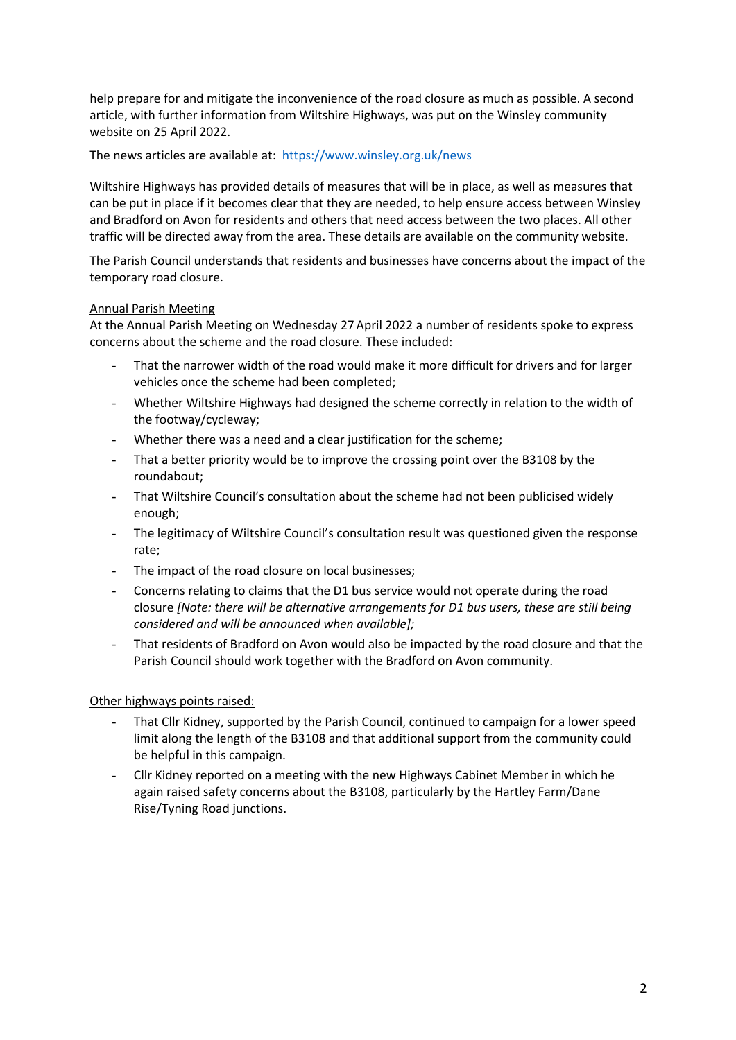help prepare for and mitigate the inconvenience of the road closure as much as possible. A second article, with further information from Wiltshire Highways, was put on the Winsley community website on 25 April 2022.

The news articles are available at: [https://www.winsley.org.uk/news](https://www.winsley.org.uk/news)

Wiltshire Highways has provided details of measures that will be in place, as well as measures that can be put in place if it becomes clear that they are needed, to help ensure access between Winsley and Bradford on Avon for residents and others that need access between the two places. All other traffic will be directed away from the area. These details are available on the community website.

The Parish Council understands that residents and businesses have concerns about the impact of the temporary road closure.

Annual Parish Meeting

At the Annual Parish Meeting on Wednesday 27 April 2022 a number of residents spoke to express concerns about the scheme and the road closure. These included:

- That the narrower width of the road would make it more difficult for drivers and for larger vehicles once the scheme had been completed;
- Whether Wiltshire Highways had designed the scheme correctly in relation to the width of the footway/cycleway;
- Whether there was a need and a clear justification for the scheme;
- That a better priority would be to improve the crossing point over the B3108 by the roundabout;
- That Wiltshire Council's consultation about the scheme had not been publicised widely enough;
- The legitimacy of Wiltshire Council's consultation result was questioned given the response rate;
- The impact of the road closure on local businesses;
- Concerns relating to claims that the D1 bus service would not operate during the road closure *[Note: there will be alternative arrangements for D1 bus users, these are still being considered and will be announced when available]*;
- That residents of Bradford on Avon would also be impacted by the road closure and that the Parish Council should work together with the Bradford on Avon community.

Other highways points raised:

- That Cllr Kidney, supported by the Parish Council, continued to campaign for a lower speed limit along the length of the B3108 and that additional support from the community could be helpful in this campaign.
- Cllr Kidney reported on a meeting with the new Highways Cabinet Member in which he again raised safety concerns about the B3108, particularly by the Hartley Farm/Dane Rise/Tyning Road junctions.